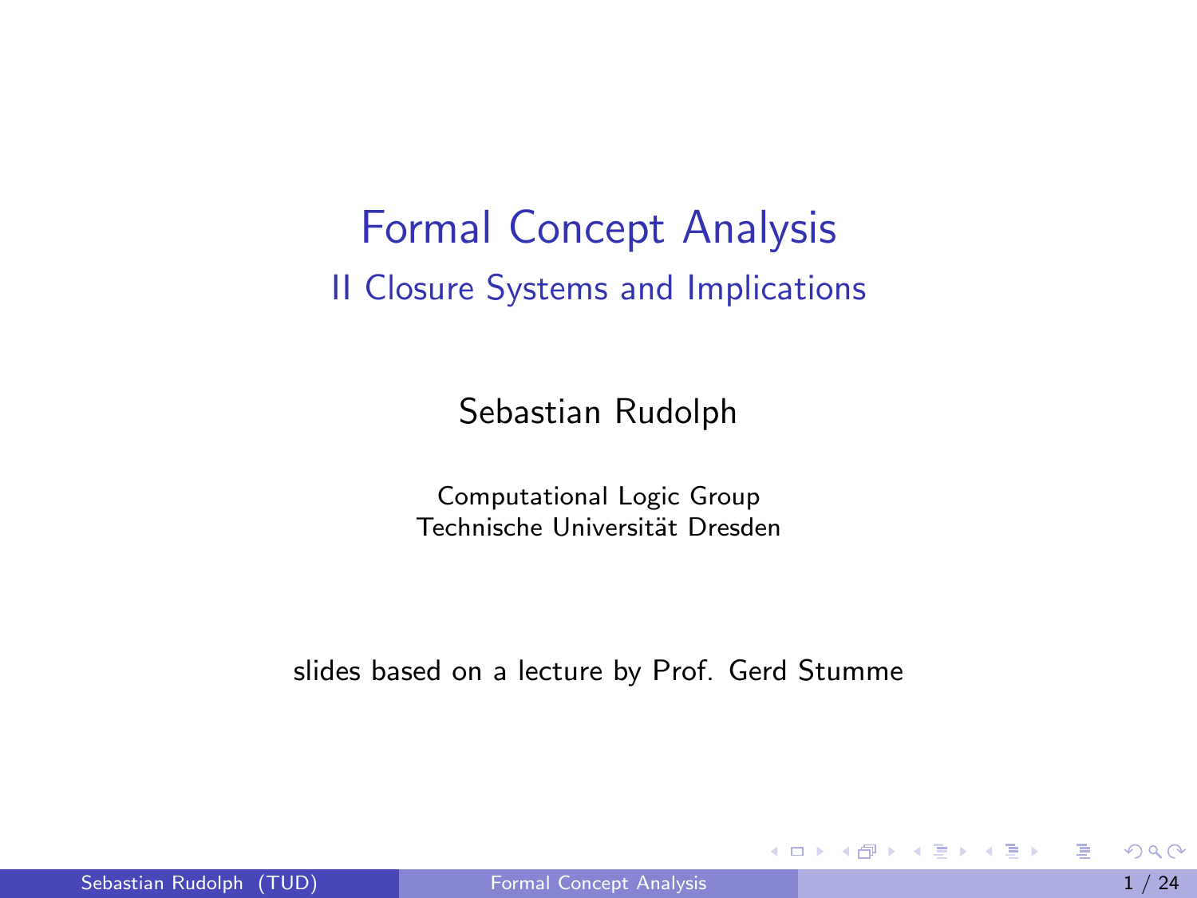# Formal Concept Analysis

## II Closure Systems and Implications

Sebastian Rudolph

Computational Logic Group
Technische Universität Dresden

slides based on a lecture by Prof. Gerd Stumme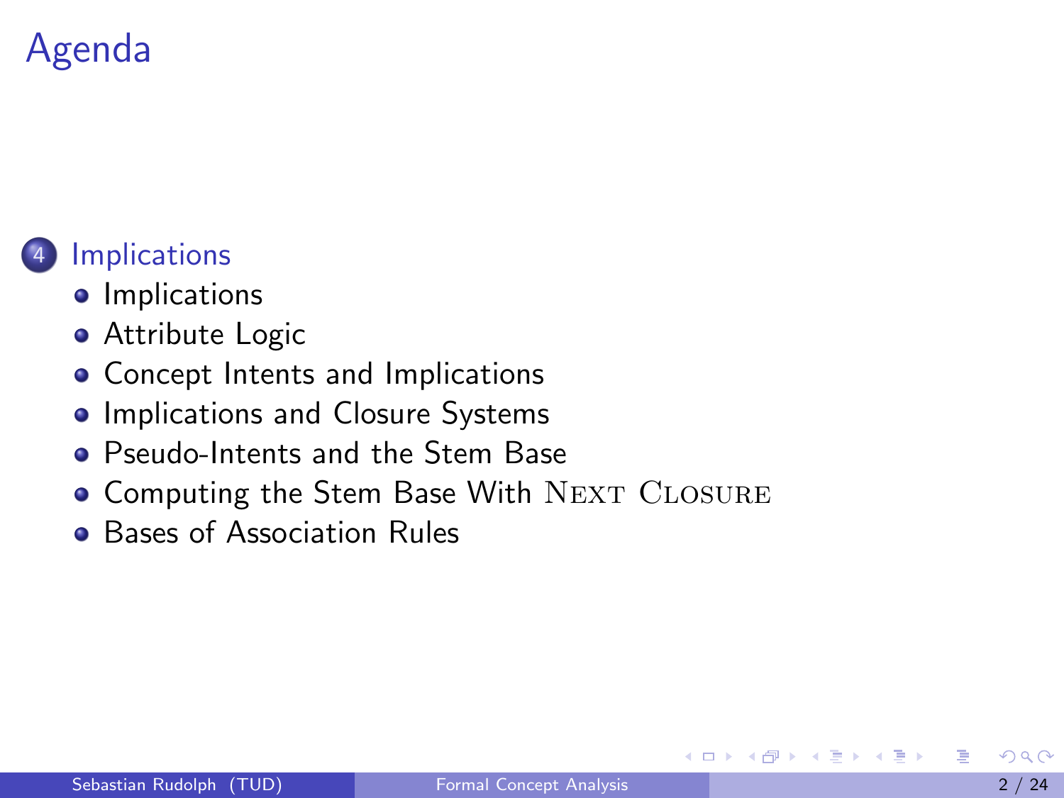# Agenda

4. Implications
   - Implications
   - Attribute Logic
   - Concept Intents and Implications
   - Implications and Closure Systems
   - Pseudo-Intents and the Stem Base
   - Computing the Stem Base With Next Closure
   - Bases of Association Rules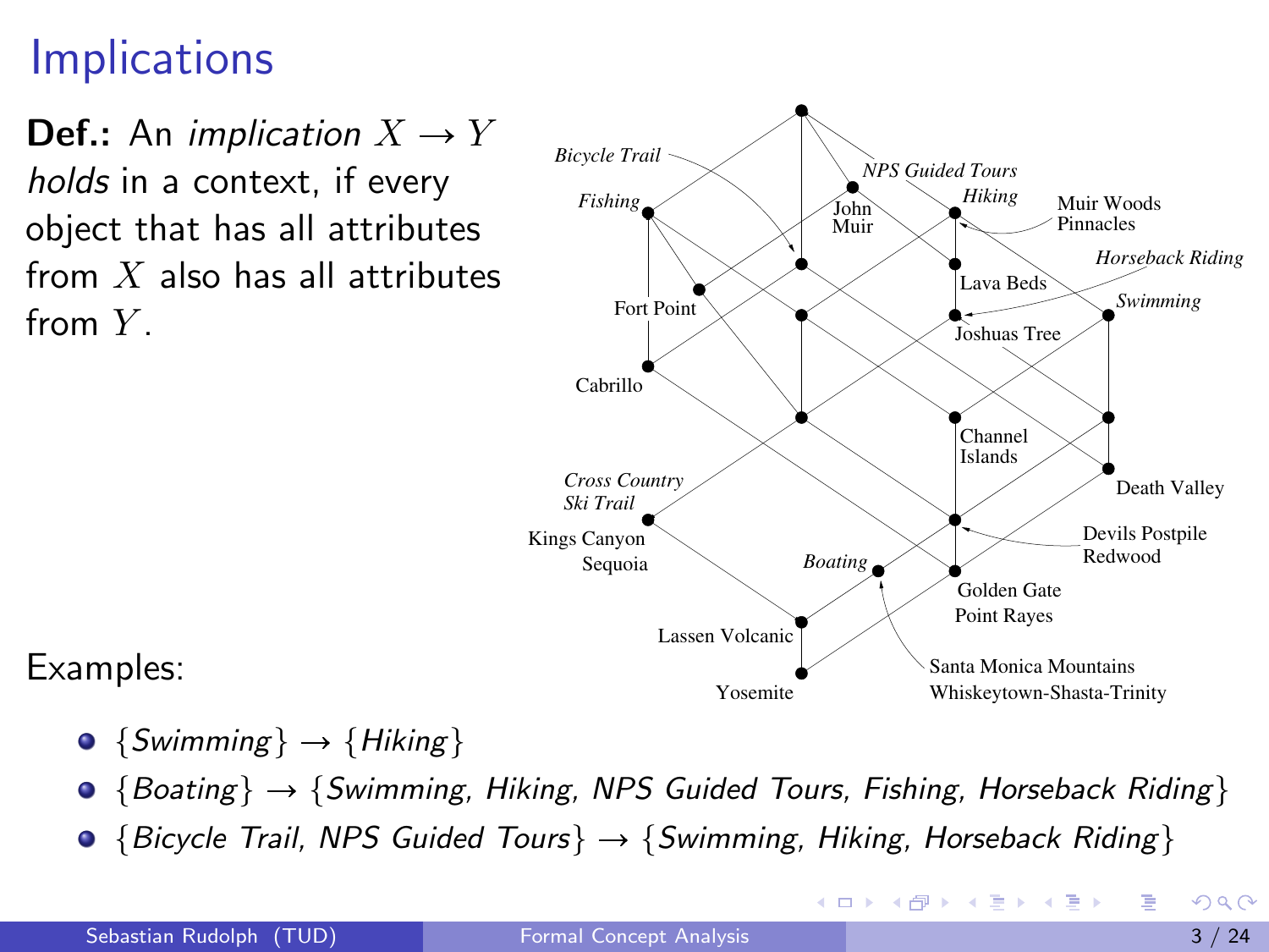# Implications

**Def.:** An *implication* $X \rightarrow Y$ *holds* in a context, if every object that has all attributes from $X$ also has all attributes from $Y$.

Examples:

- $\{$*Swimming*$\} \rightarrow \{$*Hiking*$\}$
- $\{$*Boating*$\} \rightarrow \{$*Swimming, Hiking, NPS Guided Tours, Fishing, Horseback Riding*$\}$
- $\{$*Bicycle Trail, NPS Guided Tours*$\} \rightarrow \{$*Swimming, Hiking, Horseback Riding*$\}$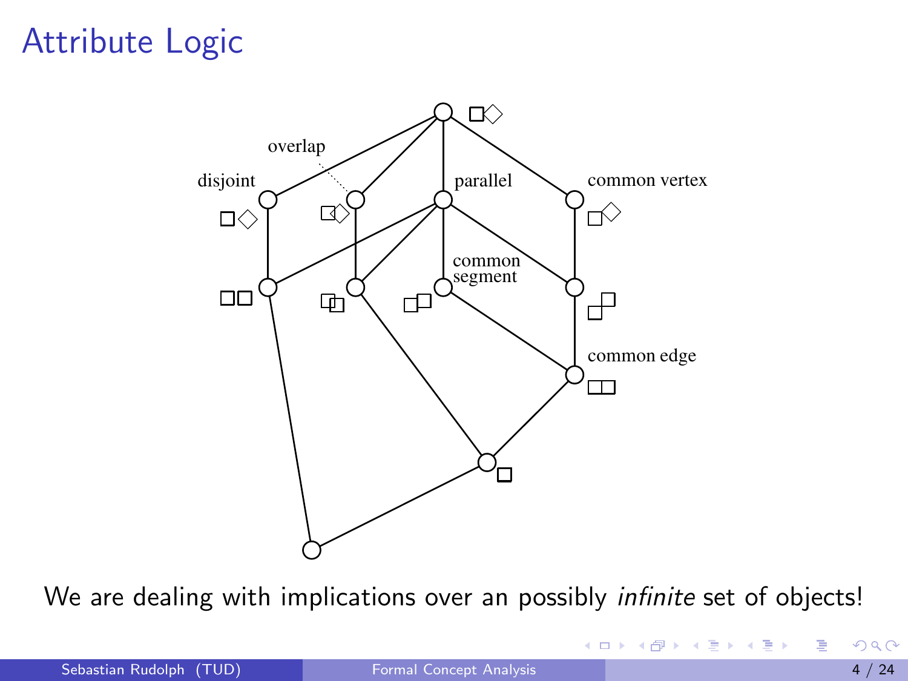# Attribute Logic

overlap

disjoint

parallel

common vertex

common segment

common edge

We are dealing with implications over an possibly *infinite* set of objects!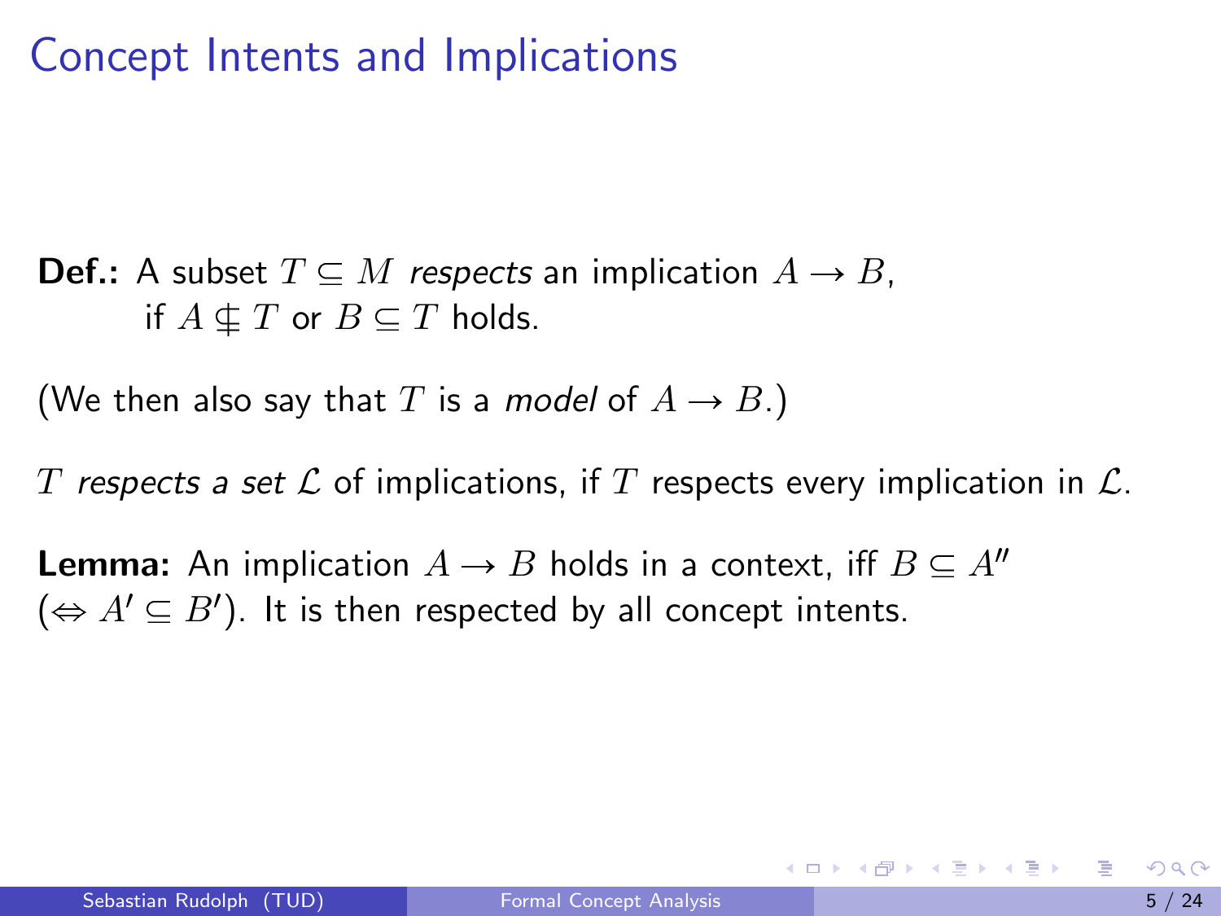# Concept Intents and Implications

**Def.:** A subset $T \subseteq M$ *respects* an implication $A \rightarrow B$, if $A \nsubseteq T$ or $B \subseteq T$ holds.

(We then also say that $T$ is a *model* of $A \rightarrow B$.)

$T$ *respects a set* $\mathcal{L}$ of implications, if $T$ respects every implication in $\mathcal{L}$.

**Lemma:** An implication $A \rightarrow B$ holds in a context, iff $B \subseteq A''$ ($\Leftrightarrow A' \subseteq B'$). It is then respected by all concept intents.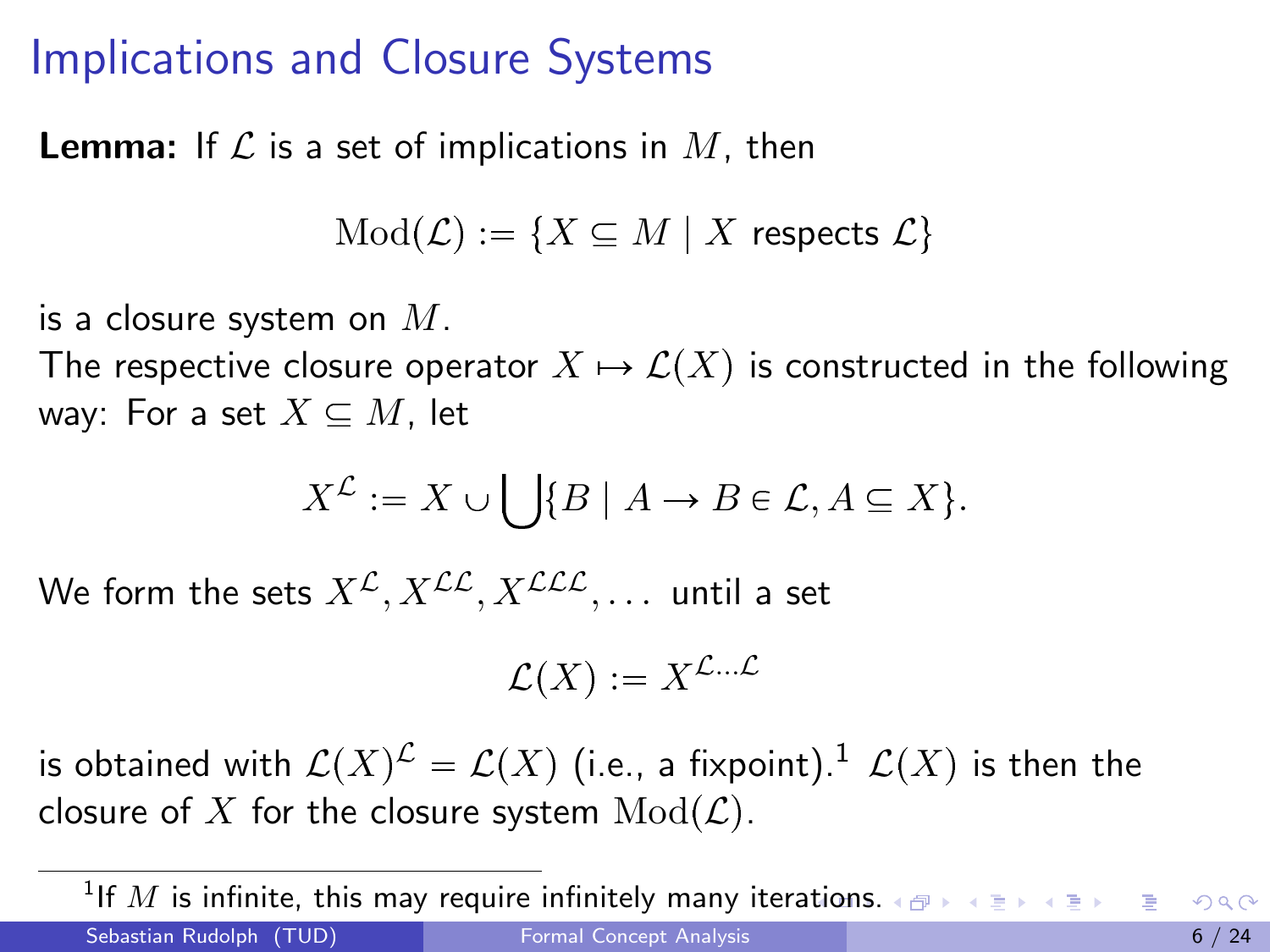# Implications and Closure Systems

**Lemma:** If $\mathcal{L}$ is a set of implications in $M$, then

$$\mathrm{Mod}(\mathcal{L}) := \{X \subseteq M \mid X \text{ respects } \mathcal{L}\}$$

is a closure system on $M$.

The respective closure operator $X \mapsto \mathcal{L}(X)$ is constructed in the following way: For a set $X \subseteq M$, let

$$X^{\mathcal{L}} := X \cup \bigcup \{B \mid A \to B \in \mathcal{L}, A \subseteq X\}.$$

We form the sets $X^{\mathcal{L}}, X^{\mathcal{L}\mathcal{L}}, X^{\mathcal{L}\mathcal{L}\mathcal{L}}, \ldots$ until a set

$$\mathcal{L}(X) := X^{\mathcal{L}\ldots\mathcal{L}}$$

is obtained with $\mathcal{L}(X)^{\mathcal{L}} = \mathcal{L}(X)$ (i.e., a fixpoint).[1] $\mathcal{L}(X)$ is then the closure of $X$ for the closure system $\mathrm{Mod}(\mathcal{L})$.

[1] If $M$ is infinite, this may require infinitely many iterations.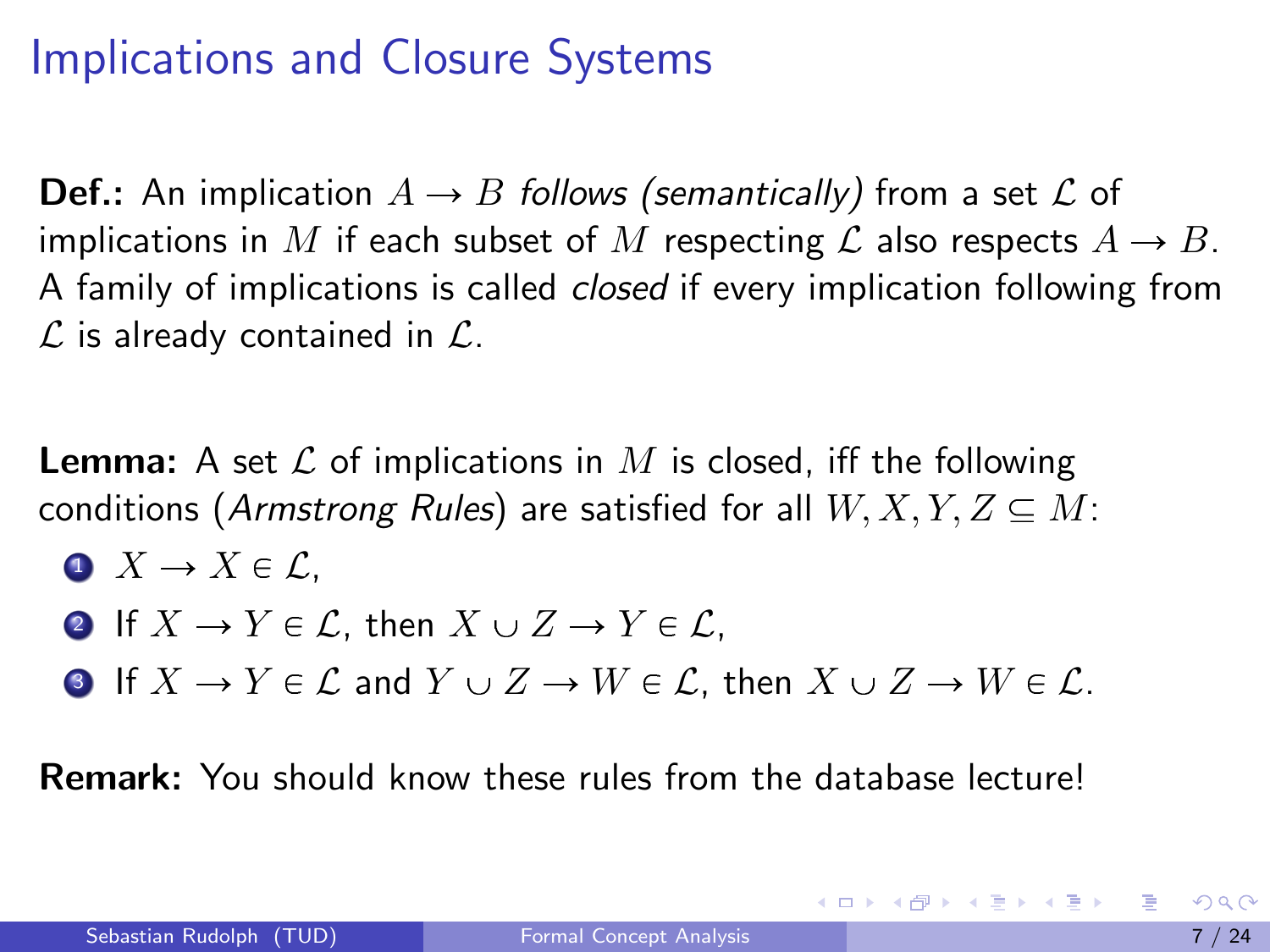# Implications and Closure Systems

**Def.:** An implication $A \to B$ *follows (semantically)* from a set $\mathcal{L}$ of implications in $M$ if each subset of $M$ respecting $\mathcal{L}$ also respects $A \to B$. A family of implications is called *closed* if every implication following from $\mathcal{L}$ is already contained in $\mathcal{L}$.

**Lemma:** A set $\mathcal{L}$ of implications in $M$ is closed, iff the following conditions (*Armstrong Rules*) are satisfied for all $W, X, Y, Z \subseteq M$:

1. $X \to X \in \mathcal{L}$,
2. If $X \to Y \in \mathcal{L}$, then $X \cup Z \to Y \in \mathcal{L}$,
3. If $X \to Y \in \mathcal{L}$ and $Y \cup Z \to W \in \mathcal{L}$, then $X \cup Z \to W \in \mathcal{L}$.

**Remark:** You should know these rules from the database lecture!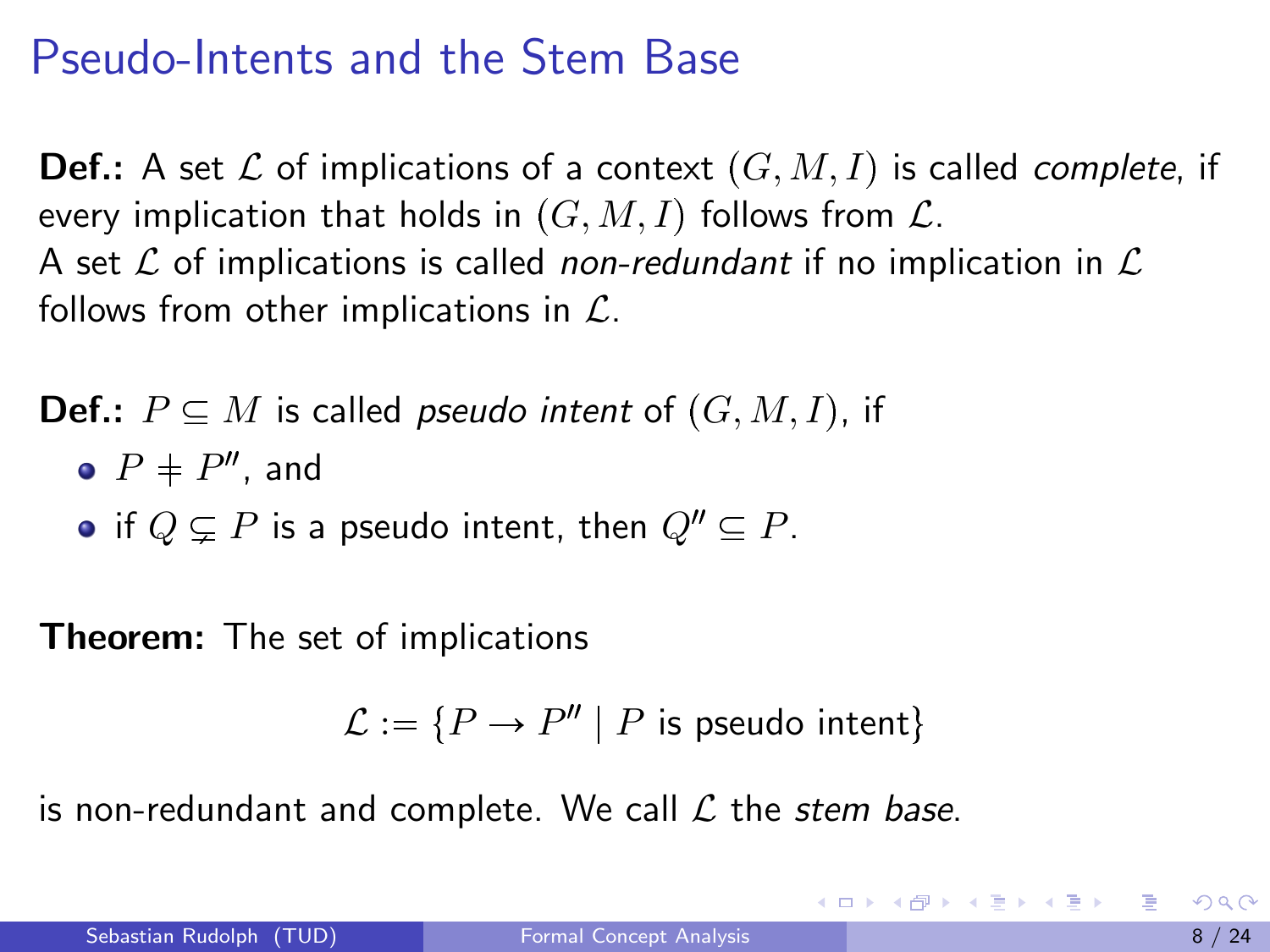# Pseudo-Intents and the Stem Base

**Def.:** A set $\mathcal{L}$ of implications of a context $(G, M, I)$ is called *complete*, if every implication that holds in $(G, M, I)$ follows from $\mathcal{L}$.
A set $\mathcal{L}$ of implications is called *non-redundant* if no implication in $\mathcal{L}$ follows from other implications in $\mathcal{L}$.

**Def.:** $P \subseteq M$ is called *pseudo intent* of $(G, M, I)$, if

- $P \neq P''$, and
- if $Q \subsetneq P$ is a pseudo intent, then $Q'' \subseteq P$.

**Theorem:** The set of implications

$$\mathcal{L} := \{P \rightarrow P'' \mid P \text{ is pseudo intent}\}$$

is non-redundant and complete. We call $\mathcal{L}$ the *stem base*.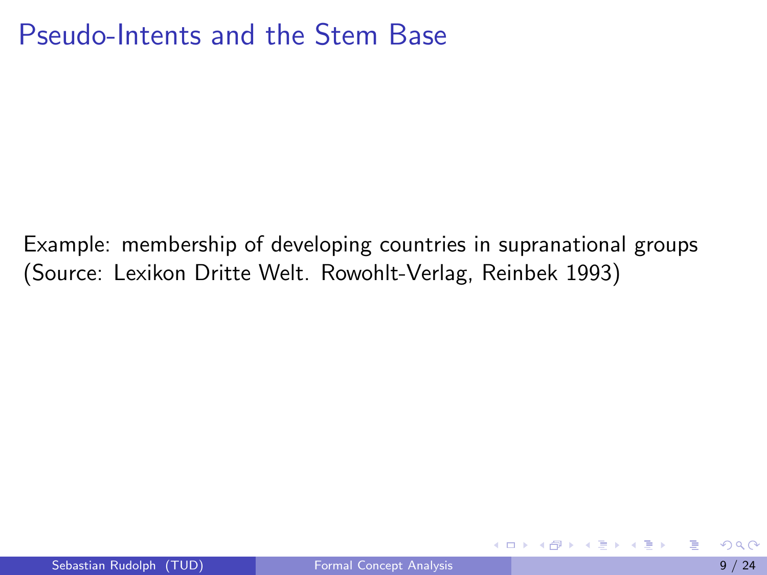# Pseudo-Intents and the Stem Base

Example: membership of developing countries in supranational groups (Source: Lexikon Dritte Welt. Rowohlt-Verlag, Reinbek 1993)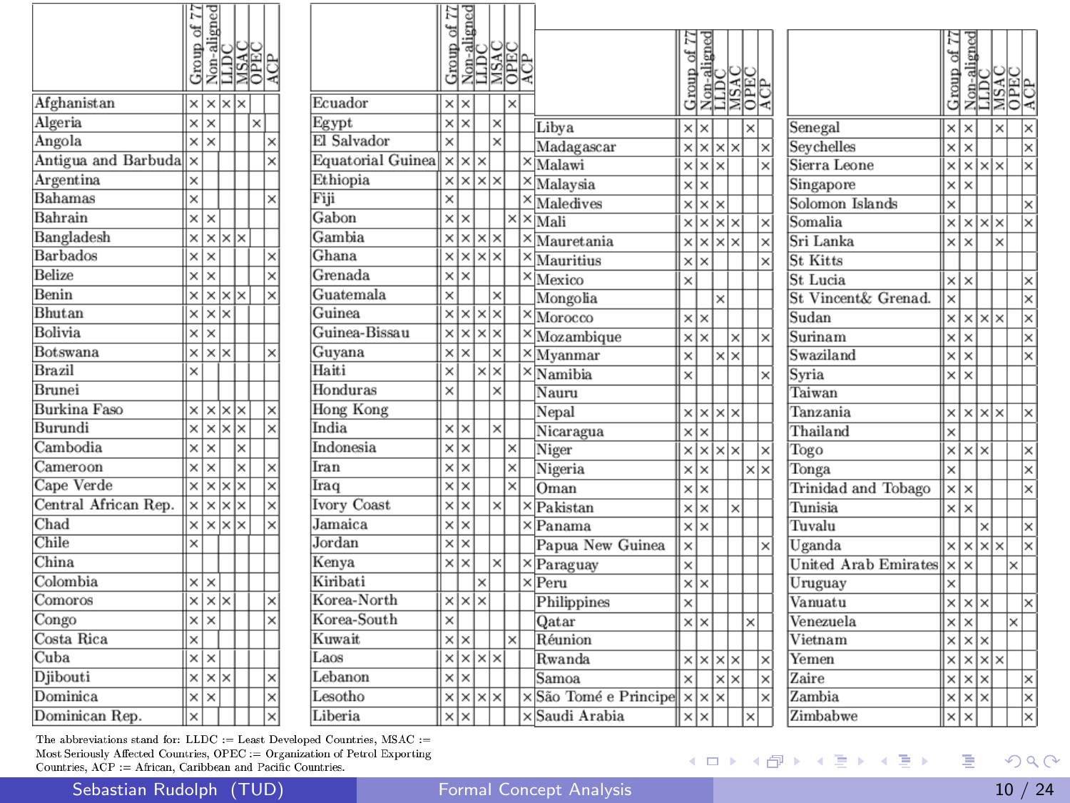| | Group of 77 | Non-aligned | LLDC | MSAC | OPEC | ACP |
|---|---|---|---|---|---|---|
| Afghanistan | × | × | × | × | | |
| Algeria | × | × | | | × | |
| Angola | × | × | | | | × |
| Antigua and Barbuda | × | | | | | × |
| Argentina | × | | | | | |
| Bahamas | × | | | | | × |
| Bahrain | × | × | | | | |
| Bangladesh | × | × | × | × | | |
| Barbados | × | × | | | | × |
| Belize | × | × | | | | × |
| Benin | × | × | × | × | | × |
| Bhutan | × | × | × | | | |
| Bolivia | × | × | | | | |
| Botswana | × | × | × | | | × |
| Brazil | × | | | | | |
| Brunei | | | | | | |
| Burkina Faso | × | × | × | × | | × |
| Burundi | × | × | × | × | | × |
| Cambodia | × | × | | × | | |
| Cameroon | × | × | | × | | × |
| Cape Verde | × | × | × | × | | × |
| Central African Rep. | × | × | × | × | | × |
| Chad | × | × | × | × | | × |
| Chile | × | | | | | |
| China | | | | | | |
| Colombia | × | × | | | | |
| Comoros | × | × | × | | | × |
| Congo | × | × | | | | × |
| Costa Rica | × | | | | | |
| Cuba | × | × | | | | |
| Djibouti | × | × | × | | | × |
| Dominica | × | × | | | | × |
| Dominican Rep. | × | | | | | × |
| Ecuador | × | × | | | × | |
| Egypt | × | × | | × | | |
| El Salvador | × | | | × | | |
| Equatorial Guinea | × | × | × | | | × |
| Ethiopia | × | × | × | × | | × |
| Fiji | × | | | | | × |
| Gabon | × | × | | | × | × |
| Gambia | × | × | × | × | | × |
| Ghana | × | × | × | × | | × |
| Grenada | × | × | | | | × |
| Guatemala | × | | | × | | |
| Guinea | × | × | × | × | | × |
| Guinea-Bissau | × | × | × | × | | × |
| Guyana | × | × | | × | | × |
| Haiti | × | | × | × | | × |
| Honduras | × | | | × | | |
| Hong Kong | | | | | | |
| India | × | × | | × | | |
| Indonesia | × | × | | | × | |
| Iran | × | × | | | × | |
| Iraq | × | × | | | × | |
| Ivory Coast | × | × | | × | | × |
| Jamaica | × | × | | | | × |
| Jordan | × | × | | | | |
| Kenya | × | × | | × | | × |
| Kiribati | | | × | | | × |
| Korea-North | × | × | × | | | |
| Korea-South | × | | | | | |
| Kuwait | × | × | | | × | |
| Laos | × | × | × | × | | |
| Lebanon | × | × | | | | |
| Lesotho | × | × | × | × | | × |
| Liberia | × | × | | | | × |
| Libya | × | × | | | × | |
| Madagascar | × | × | × | × | | × |
| Malawi | × | × | × | | | × |
| Malaysia | × | × | | | | |
| Maledives | × | × | × | | | |
| Mali | × | × | × | × | | × |
| Mauretania | × | × | × | × | | × |
| Mauritius | × | × | | | | × |
| Mexico | × | | | | | |
| Mongolia | | | × | | | |
| Morocco | × | × | | | | |
| Mozambique | × | × | | × | | × |
| Myanmar | × | | × | × | | |
| Namibia | × | | | | | × |
| Nauru | | | | | | |
| Nepal | × | × | × | × | | |
| Nicaragua | × | × | | | | |
| Niger | × | × | × | × | | × |
| Nigeria | × | × | | | × | × |
| Oman | × | × | | | | |
| Pakistan | × | × | | × | | |
| Panama | × | × | | | | |
| Papua New Guinea | × | | | | | × |
| Paraguay | × | | | | | |
| Peru | × | × | | | | |
| Philippines | × | | | | | |
| Qatar | × | × | | | × | |
| Réunion | | | | | | |
| Rwanda | × | × | × | × | | × |
| Samoa | × | | × | × | | × |
| São Tomé e Principe | × | × | × | | | × |
| Saudi Arabia | × | × | | | × | |
| Senegal | × | × | | × | | × |
| Seychelles | × | × | | | | × |
| Sierra Leone | × | × | × | × | | × |
| Singapore | × | × | | | | |
| Solomon Islands | × | | | | | × |
| Somalia | × | × | × | × | | × |
| Sri Lanka | × | × | | × | | |
| St Kitts | | | | | | |
| St Lucia | × | × | | | | × |
| St Vincent& Grenad. | × | | | | | × |
| Sudan | × | × | × | × | | × |
| Surinam | × | × | | | | × |
| Swaziland | × | × | | | | × |
| Syria | × | × | | | | |
| Taiwan | | | | | | |
| Tanzania | × | × | × | × | | × |
| Thailand | × | | | | | |
| Togo | × | × | × | | | × |
| Tonga | × | | | | | × |
| Trinidad and Tobago | × | × | | | | × |
| Tunisia | × | × | | | | |
| Tuvalu | | | × | | | × |
| Uganda | × | × | × | × | | × |
| United Arab Emirates | × | × | | | × | |
| Uruguay | × | | | | | |
| Vanuatu | × | × | × | | | × |
| Venezuela | × | × | | | × | |
| Vietnam | × | × | × | | | |
| Yemen | × | × | × | × | | |
| Zaire | × | × | × | | | × |
| Zambia | × | × | × | | | × |
| Zimbabwe | × | × | | | | × |

The abbreviations stand for: LLDC := Least Developed Countries, MSAC := Most Seriously Affected Countries, OPEC := Organization of Petrol Exporting Countries, ACP := African, Caribbean and Pacific Countries.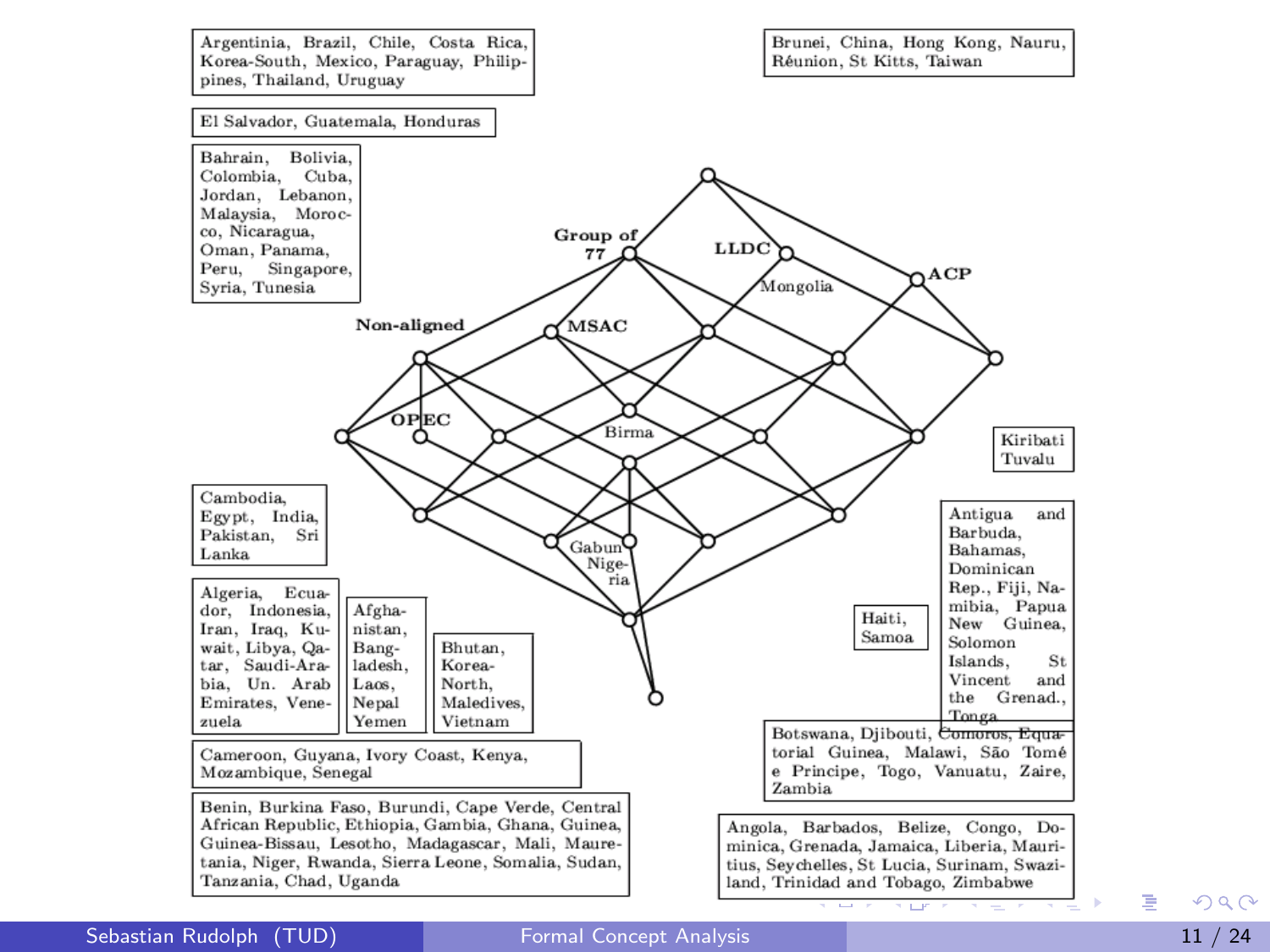Argentinia, Brazil, Chile, Costa Rica, Korea-South, Mexico, Paraguay, Philippines, Thailand, Uruguay

El Salvador, Guatemala, Honduras

Bahrain, Bolivia, Colombia, Cuba, Jordan, Lebanon, Malaysia, Morocco, Nicaragua, Oman, Panama, Peru, Singapore, Syria, Tunesia

Brunei, China, Hong Kong, Nauru, Réunion, St Kitts, Taiwan

Group of 77

LLDC

ACP

Mongolia

Non-aligned

MSAC

OPEC

Birma

Kiribati Tuvalu

Cambodia, Egypt, India, Pakistan, Sri Lanka

Gabun Nigeria

Antigua and Barbuda, Bahamas, Dominican Rep., Fiji, Namibia, Papua New Guinea, Solomon Islands, St Vincent and the Grenad., Tonga

Haiti, Samoa

Algeria, Ecuador, Indonesia, Iran, Iraq, Kuwait, Libya, Qatar, Saudi-Arabia, Un. Arab Emirates, Venezuela

Afghanistan, Bangladesh, Laos, Nepal Yemen

Bhutan, Korea-North, Maledives, Vietnam

Botswana, Djibouti, Comoros, Equatorial Guinea, Malawi, São Tomé e Principe, Togo, Vanuatu, Zaire, Zambia

Cameroon, Guyana, Ivory Coast, Kenya, Mozambique, Senegal

Benin, Burkina Faso, Burundi, Cape Verde, Central African Republic, Ethiopia, Gambia, Ghana, Guinea, Guinea-Bissau, Lesotho, Madagascar, Mali, Mauretania, Niger, Rwanda, Sierra Leone, Somalia, Sudan, Tanzania, Chad, Uganda

Angola, Barbados, Belize, Congo, Dominica, Grenada, Jamaica, Liberia, Mauritius, Seychelles, St Lucia, Surinam, Swaziland, Trinidad and Tobago, Zimbabwe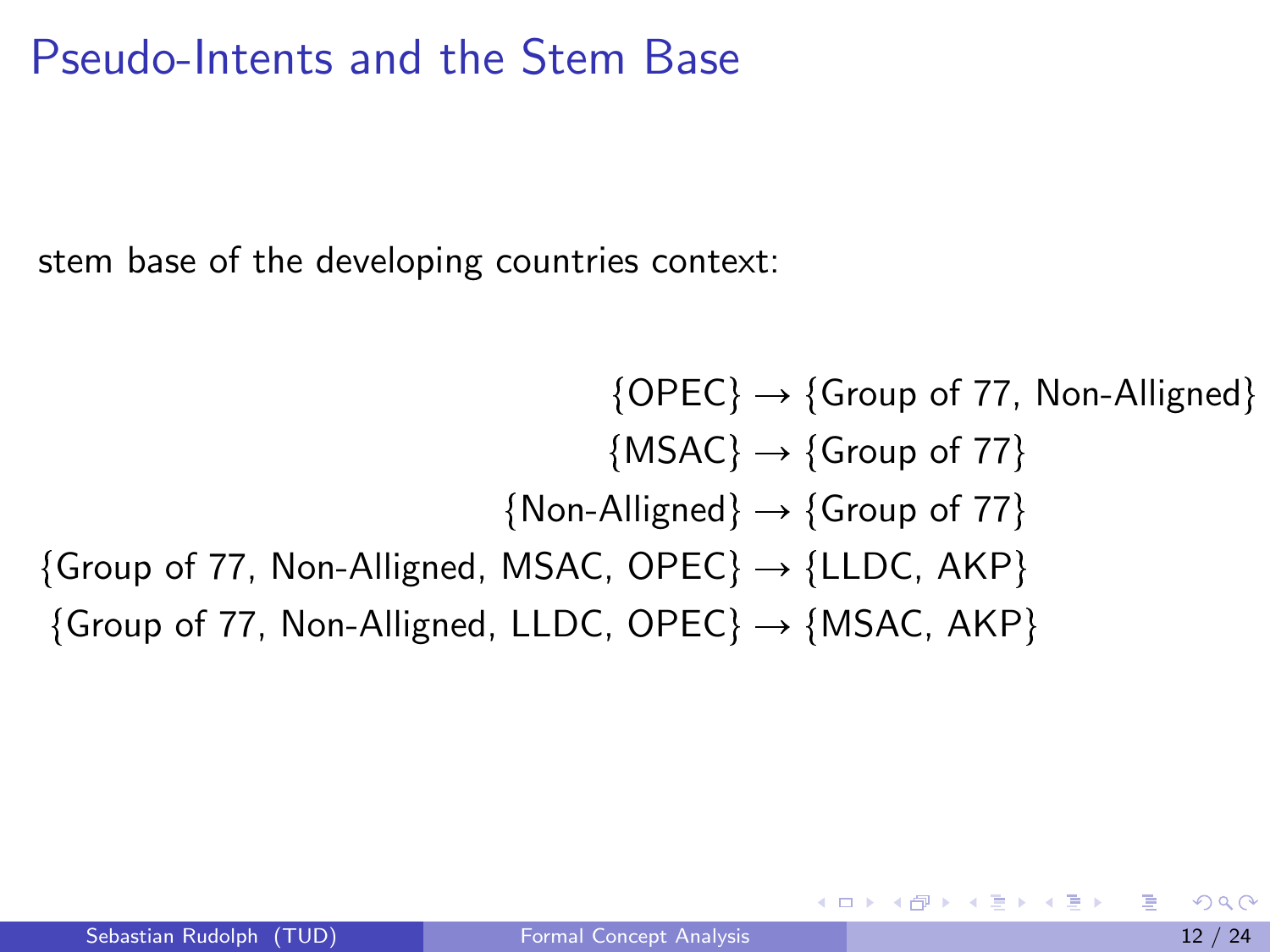# Pseudo-Intents and the Stem Base

stem base of the developing countries context:

$$\{\text{OPEC}\} \to \{\text{Group of 77, Non-Alligned}\}$$

$$\{\text{MSAC}\} \to \{\text{Group of 77}\}$$

$$\{\text{Non-Alligned}\} \to \{\text{Group of 77}\}$$

$$\{\text{Group of 77, Non-Alligned, MSAC, OPEC}\} \to \{\text{LLDC, AKP}\}$$

$$\{\text{Group of 77, Non-Alligned, LLDC, OPEC}\} \to \{\text{MSAC, AKP}\}$$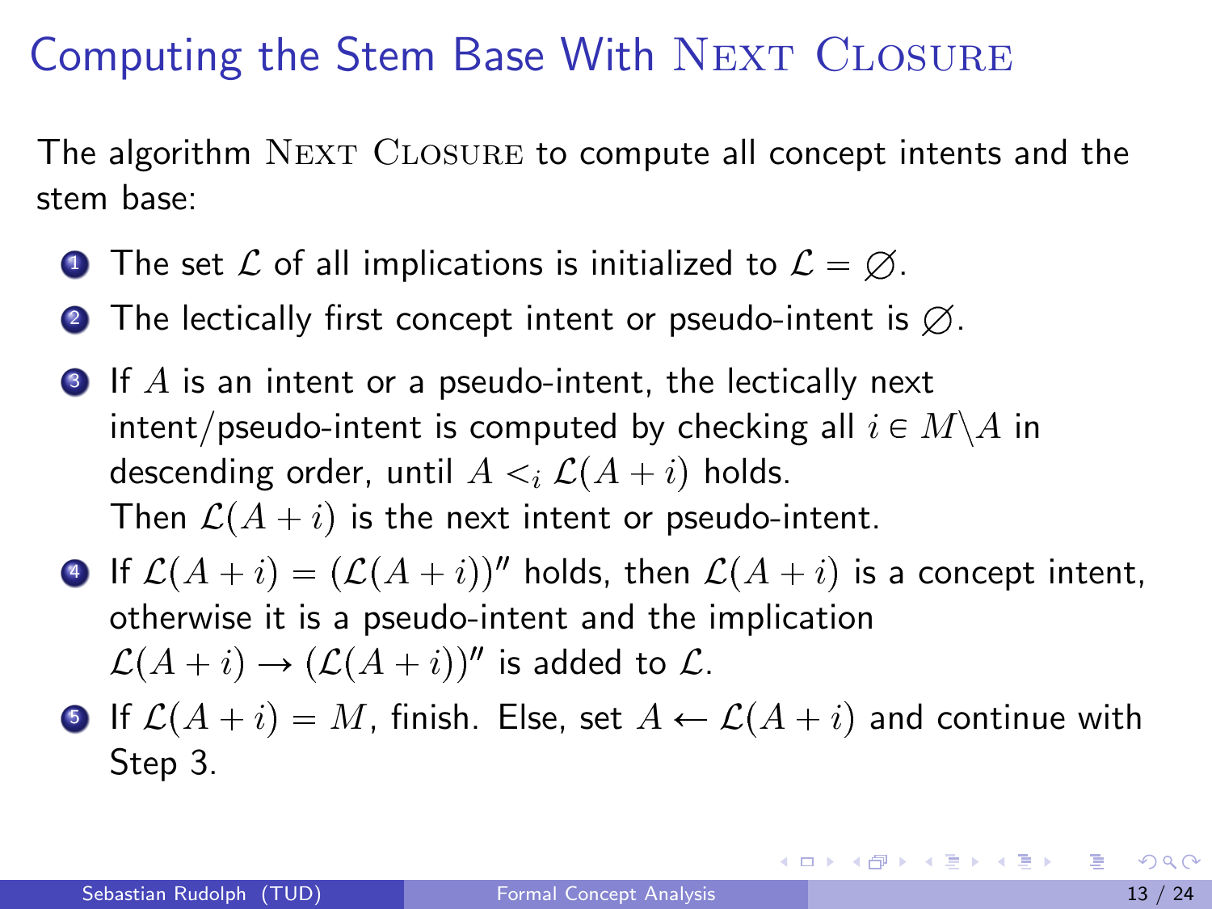# Computing the Stem Base With Next Closure

The algorithm Next Closure to compute all concept intents and the stem base:

1. The set $\mathcal{L}$ of all implications is initialized to $\mathcal{L} = \varnothing$.
2. The lectically first concept intent or pseudo-intent is $\varnothing$.
3. If $A$ is an intent or a pseudo-intent, the lectically next intent/pseudo-intent is computed by checking all $i \in M \backslash A$ in descending order, until $A <_i \mathcal{L}(A + i)$ holds.
   Then $\mathcal{L}(A + i)$ is the next intent or pseudo-intent.
4. If $\mathcal{L}(A + i) = (\mathcal{L}(A + i))''$ holds, then $\mathcal{L}(A + i)$ is a concept intent, otherwise it is a pseudo-intent and the implication $\mathcal{L}(A + i) \to (\mathcal{L}(A + i))''$ is added to $\mathcal{L}$.
5. If $\mathcal{L}(A + i) = M$, finish. Else, set $A \leftarrow \mathcal{L}(A + i)$ and continue with Step 3.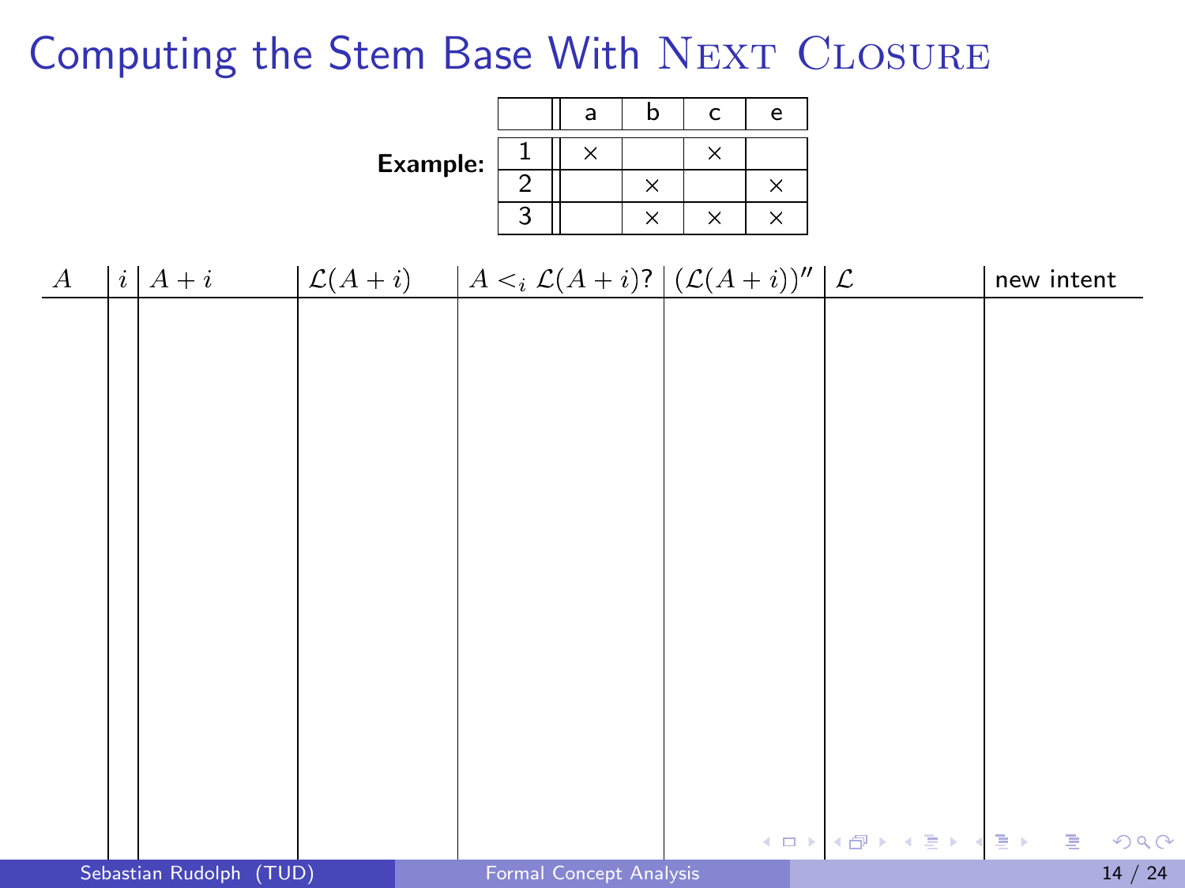# Computing the Stem Base With Next Closure

**Example:**

| | a | b | c | e |
|---|---|---|---|---|
| 1 | × | | × | |
| 2 | | × | | × |
| 3 | | × | × | × |

| $A$ | $i$ | $A+i$ | $\mathcal{L}(A+i)$ | $A <_i \mathcal{L}(A+i)$? | $(\mathcal{L}(A+i))''$ | $\mathcal{L}$ | new intent |
|---|---|---|---|---|---|---|---|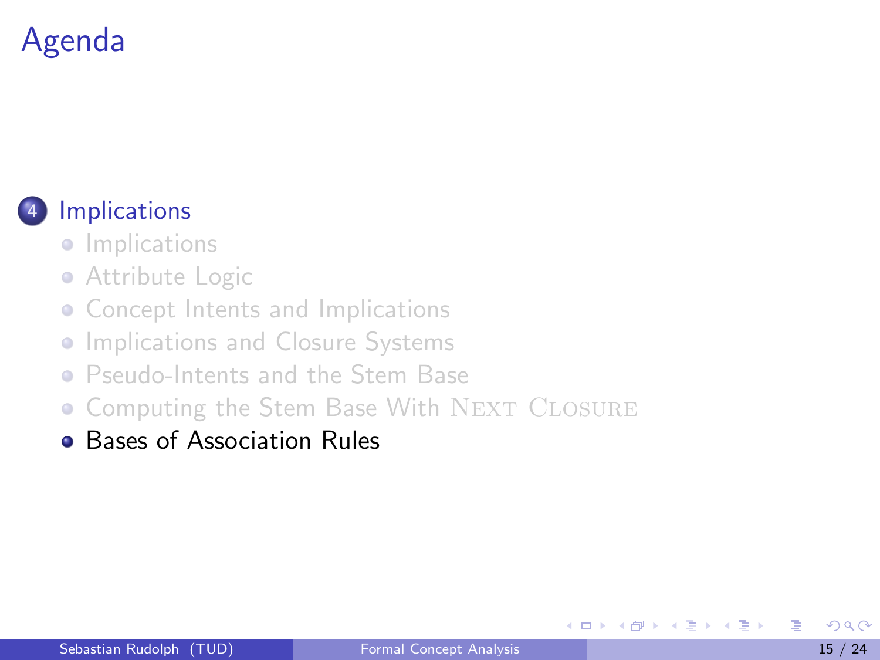# Agenda

4. Implications
   - Implications
   - Attribute Logic
   - Concept Intents and Implications
   - Implications and Closure Systems
   - Pseudo-Intents and the Stem Base
   - Computing the Stem Base With NEXT CLOSURE
   - Bases of Association Rules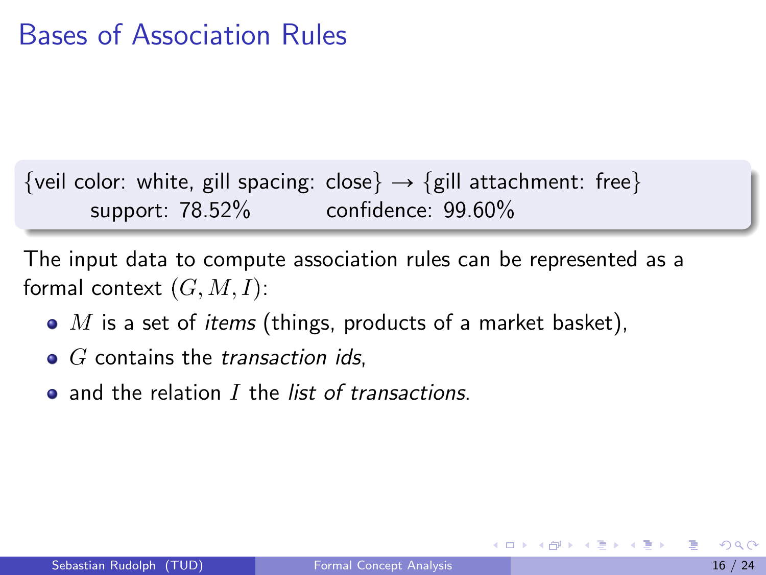# Bases of Association Rules

{veil color: white, gill spacing: close} → {gill attachment: free}
support: 78.52%  confidence: 99.60%

The input data to compute association rules can be represented as a formal context $(G, M, I)$:

- $M$ is a set of *items* (things, products of a market basket),
- $G$ contains the *transaction ids*,
- and the relation $I$ the *list of transactions*.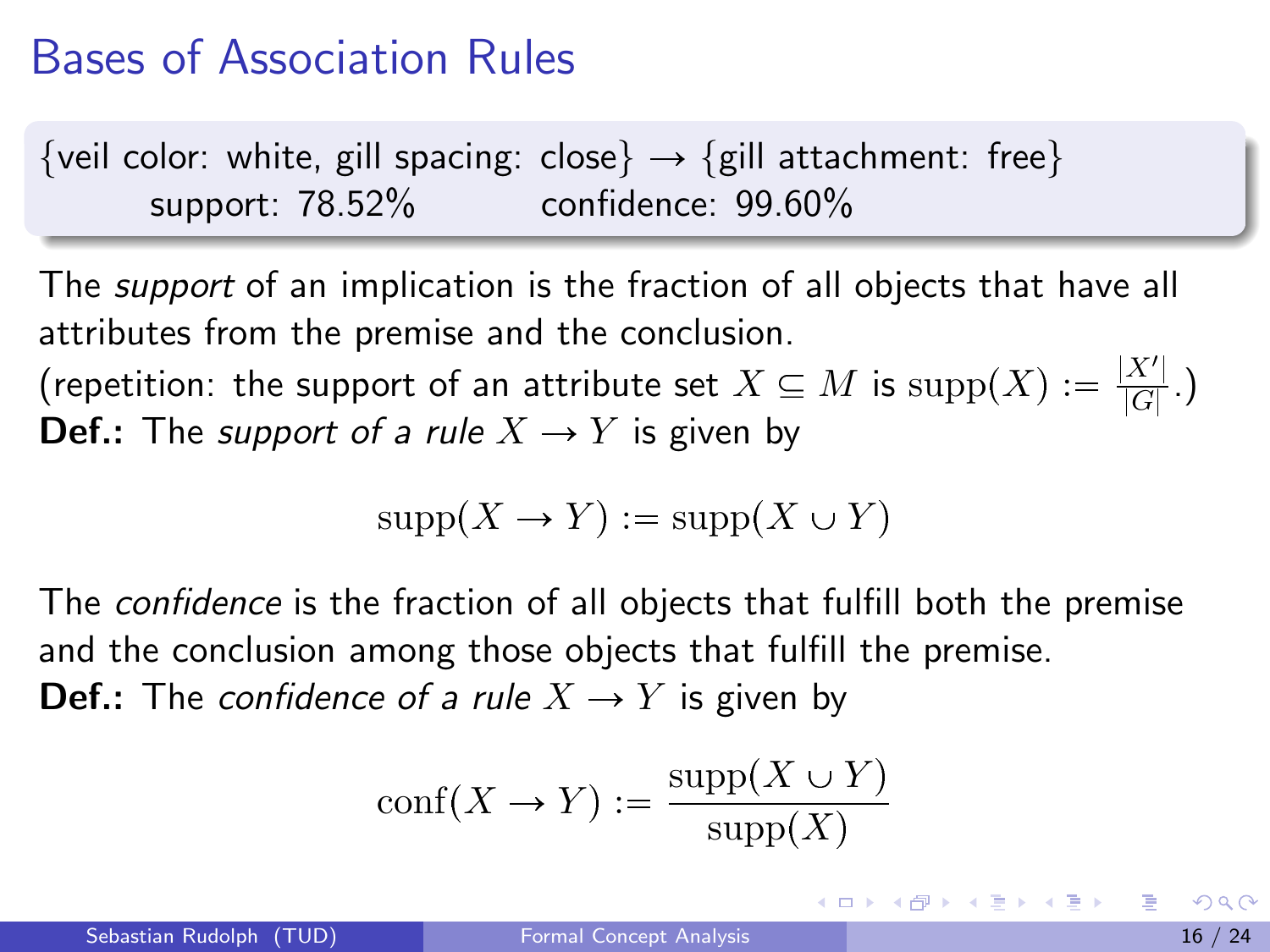# Bases of Association Rules

{veil color: white, gill spacing: close} → {gill attachment: free}
support: 78.52% confidence: 99.60%

The *support* of an implication is the fraction of all objects that have all attributes from the premise and the conclusion.
(repetition: the support of an attribute set $X \subseteq M$ is $\operatorname{supp}(X) := \frac{|X'|}{|G|}$.)
**Def.:** The *support of a rule* $X \to Y$ is given by

$$\operatorname{supp}(X \to Y) := \operatorname{supp}(X \cup Y)$$

The *confidence* is the fraction of all objects that fulfill both the premise and the conclusion among those objects that fulfill the premise.
**Def.:** The *confidence of a rule* $X \to Y$ is given by

$$\operatorname{conf}(X \to Y) := \frac{\operatorname{supp}(X \cup Y)}{\operatorname{supp}(X)}$$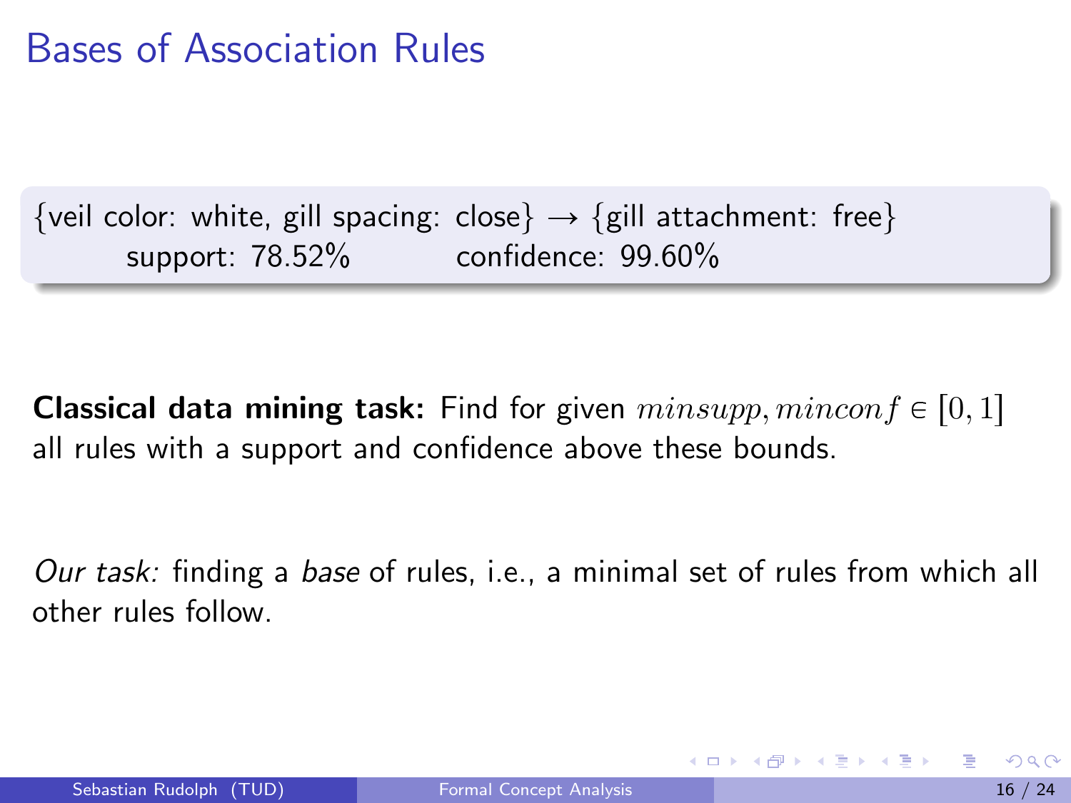# Bases of Association Rules

{veil color: white, gill spacing: close} → {gill attachment: free}
support: 78.52%  confidence: 99.60%

**Classical data mining task:** Find for given $minsupp, minconf \in [0, 1]$ all rules with a support and confidence above these bounds.

*Our task:* finding a *base* of rules, i.e., a minimal set of rules from which all other rules follow.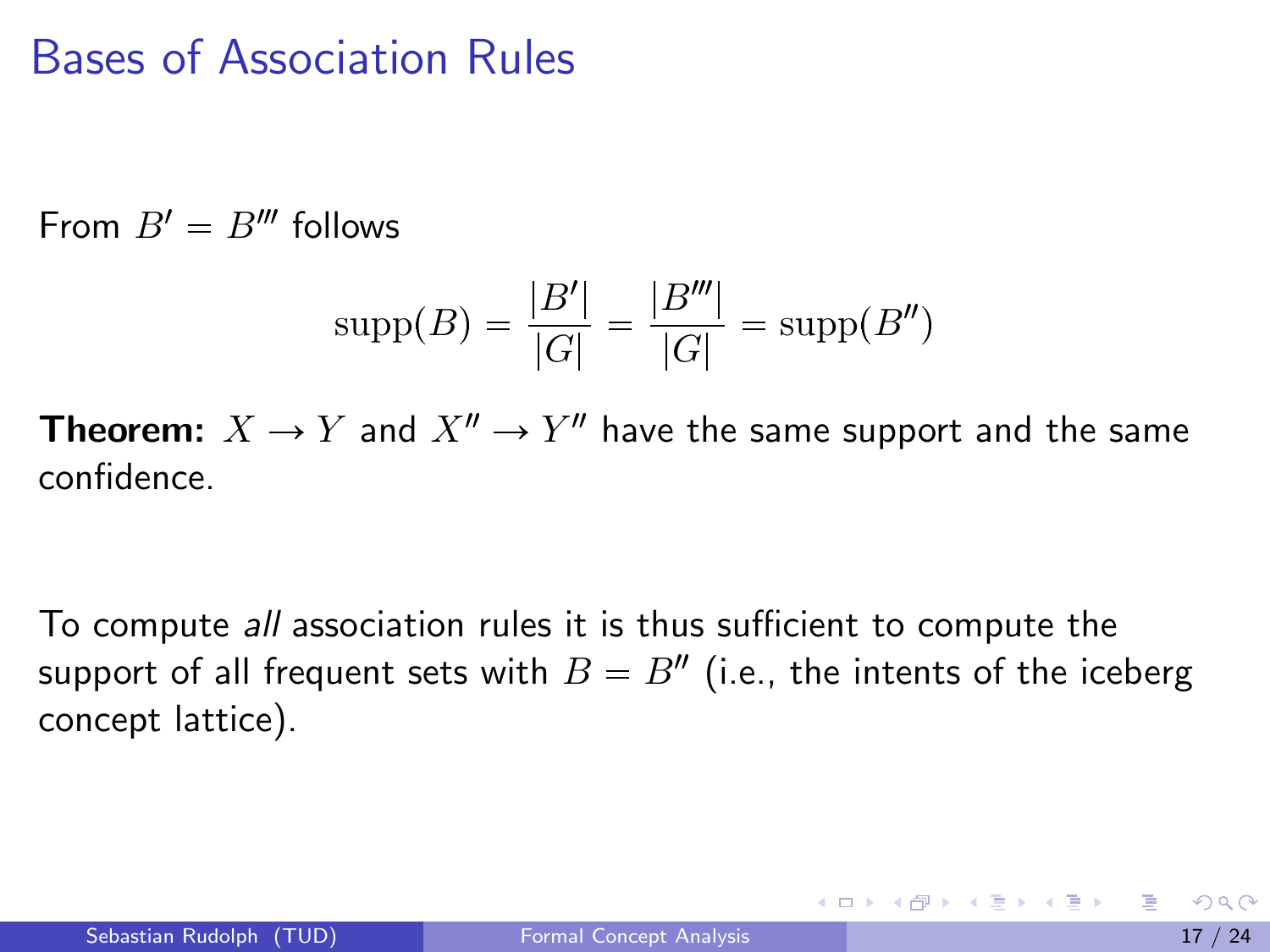# Bases of Association Rules

From $B' = B'''$ follows

$$\mathrm{supp}(B) = \frac{|B'|}{|G|} = \frac{|B'''|}{|G|} = \mathrm{supp}(B'')$$

**Theorem:** $X \to Y$ and $X'' \to Y''$ have the same support and the same confidence.

To compute *all* association rules it is thus sufficient to compute the support of all frequent sets with $B = B''$ (i.e., the intents of the iceberg concept lattice).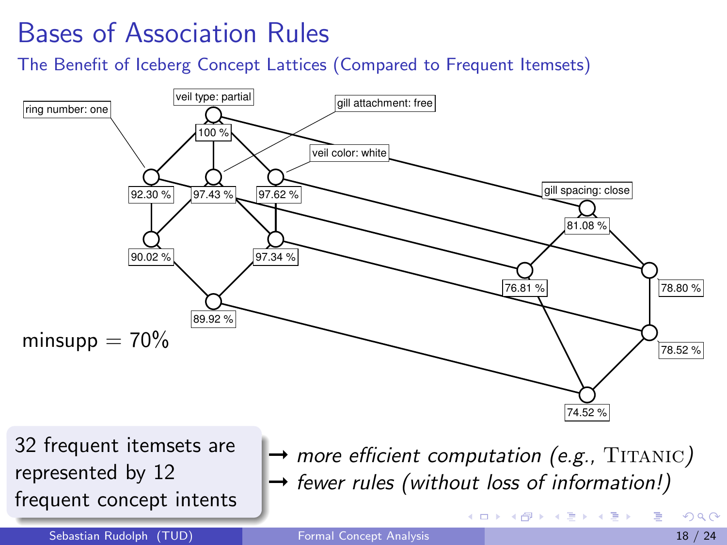# Bases of Association Rules

## The Benefit of Iceberg Concept Lattices (Compared to Frequent Itemsets)

ring number: one

veil type: partial

gill attachment: free

veil color: white

gill spacing: close

100 %

92.30 %

97.43 %

97.62 %

81.08 %

90.02 %

97.34 %

76.81 %

78.80 %

89.92 %

78.52 %

74.52 %

minsupp = 70%

32 frequent itemsets are represented by 12 frequent concept intents

→ *more efficient computation (e.g., TITANIC)*

→ *fewer rules (without loss of information!)*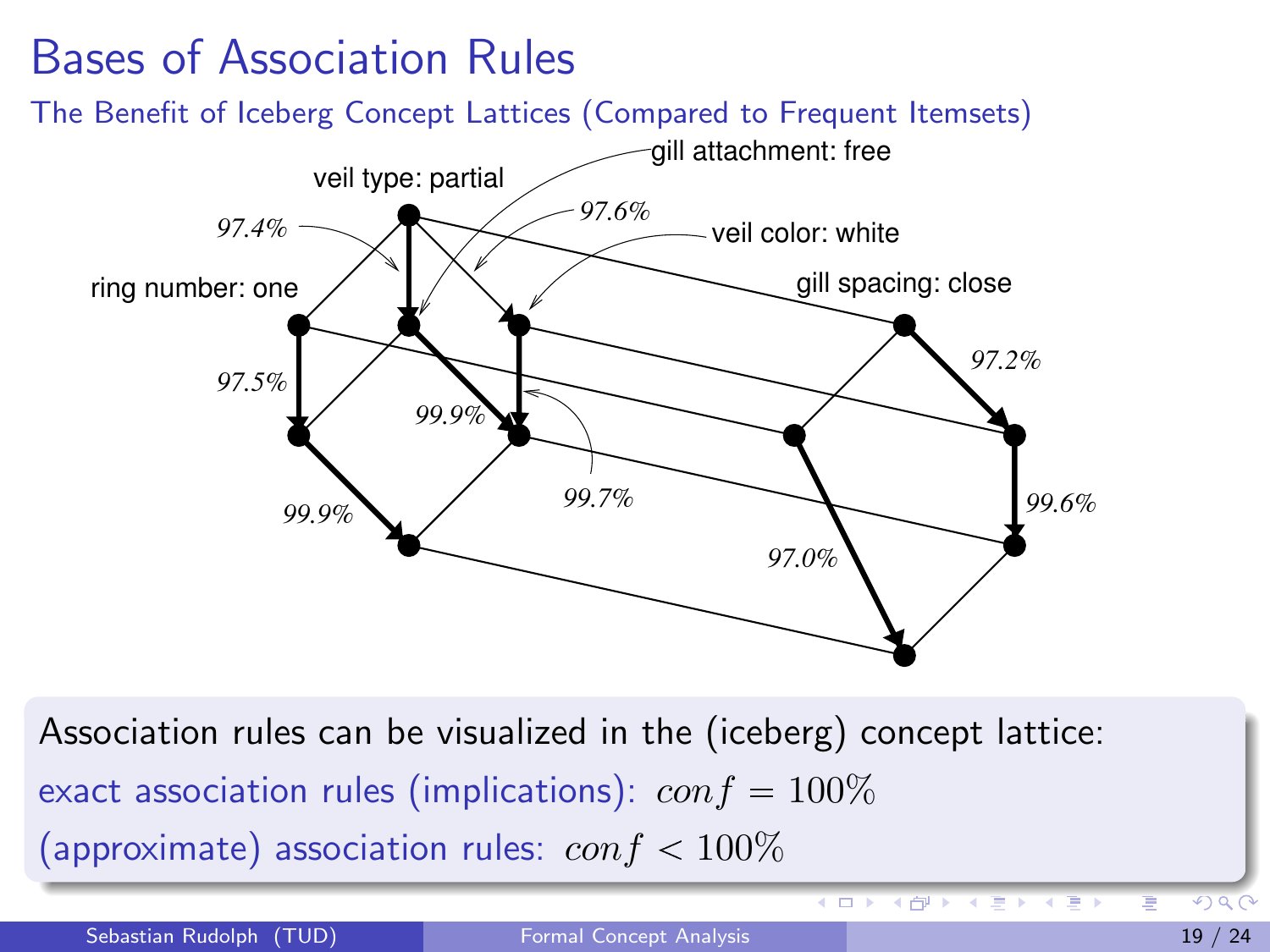# Bases of Association Rules

## The Benefit of Iceberg Concept Lattices (Compared to Frequent Itemsets)

veil type: partial

gill attachment: free

veil color: white

ring number: one

gill spacing: close

97.4%

97.6%

97.5%

99.9%

99.7%

97.2%

99.9%

99.6%

97.0%

Association rules can be visualized in the (iceberg) concept lattice:

exact association rules (implications): $conf = 100\%$

(approximate) association rules: $conf < 100\%$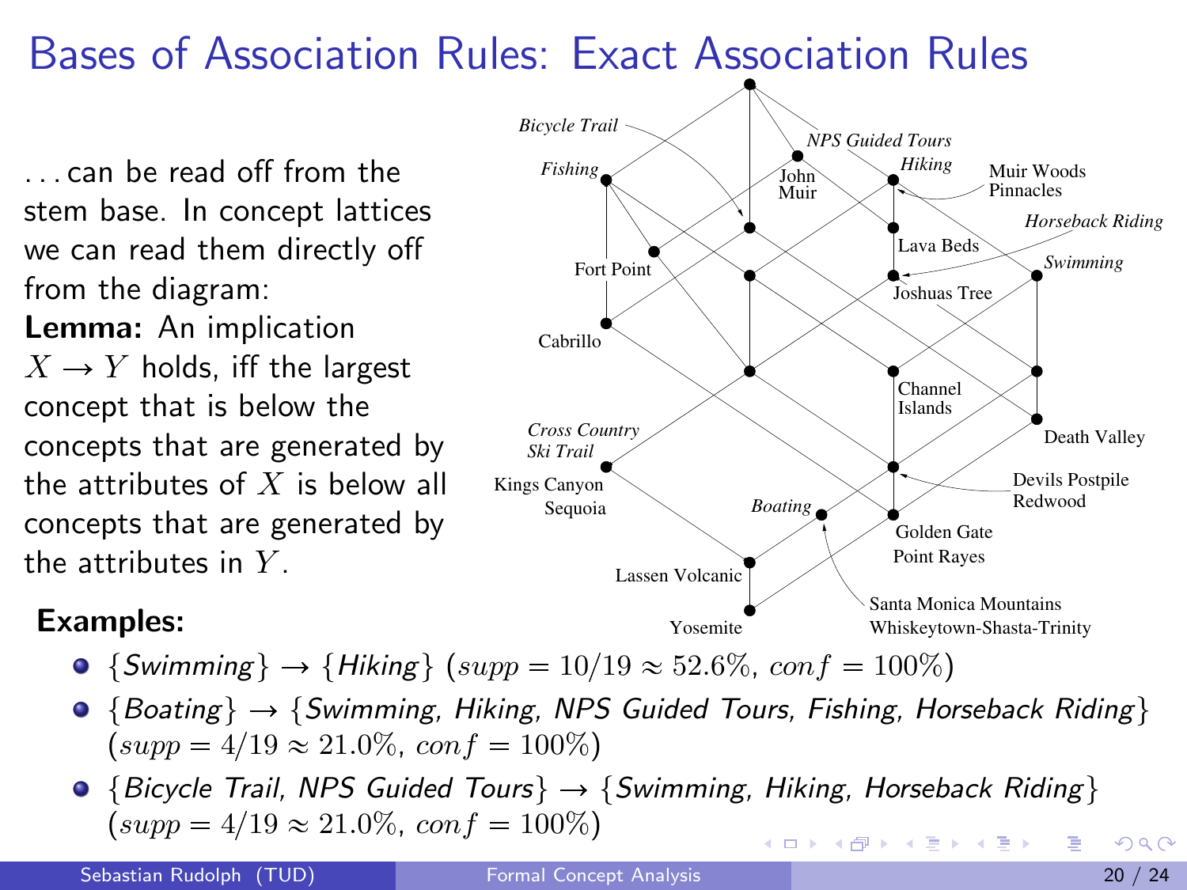# Bases of Association Rules: Exact Association Rules

. . . can be read off from the stem base. In concept lattices we can read them directly off from the diagram:

**Lemma:** An implication $X \to Y$ holds, iff the largest concept that is below the concepts that are generated by the attributes of $X$ is below all concepts that are generated by the attributes in $Y$.

**Examples:**

- $\{$*Swimming*$\} \to \{$*Hiking*$\}$ ($supp = 10/19 \approx 52.6\%$, $conf = 100\%$)
- $\{$*Boating*$\} \to \{$*Swimming, Hiking, NPS Guided Tours, Fishing, Horseback Riding*$\}$ ($supp = 4/19 \approx 21.0\%$, $conf = 100\%$)
- $\{$*Bicycle Trail, NPS Guided Tours*$\} \to \{$*Swimming, Hiking, Horseback Riding*$\}$ ($supp = 4/19 \approx 21.0\%$, $conf = 100\%$)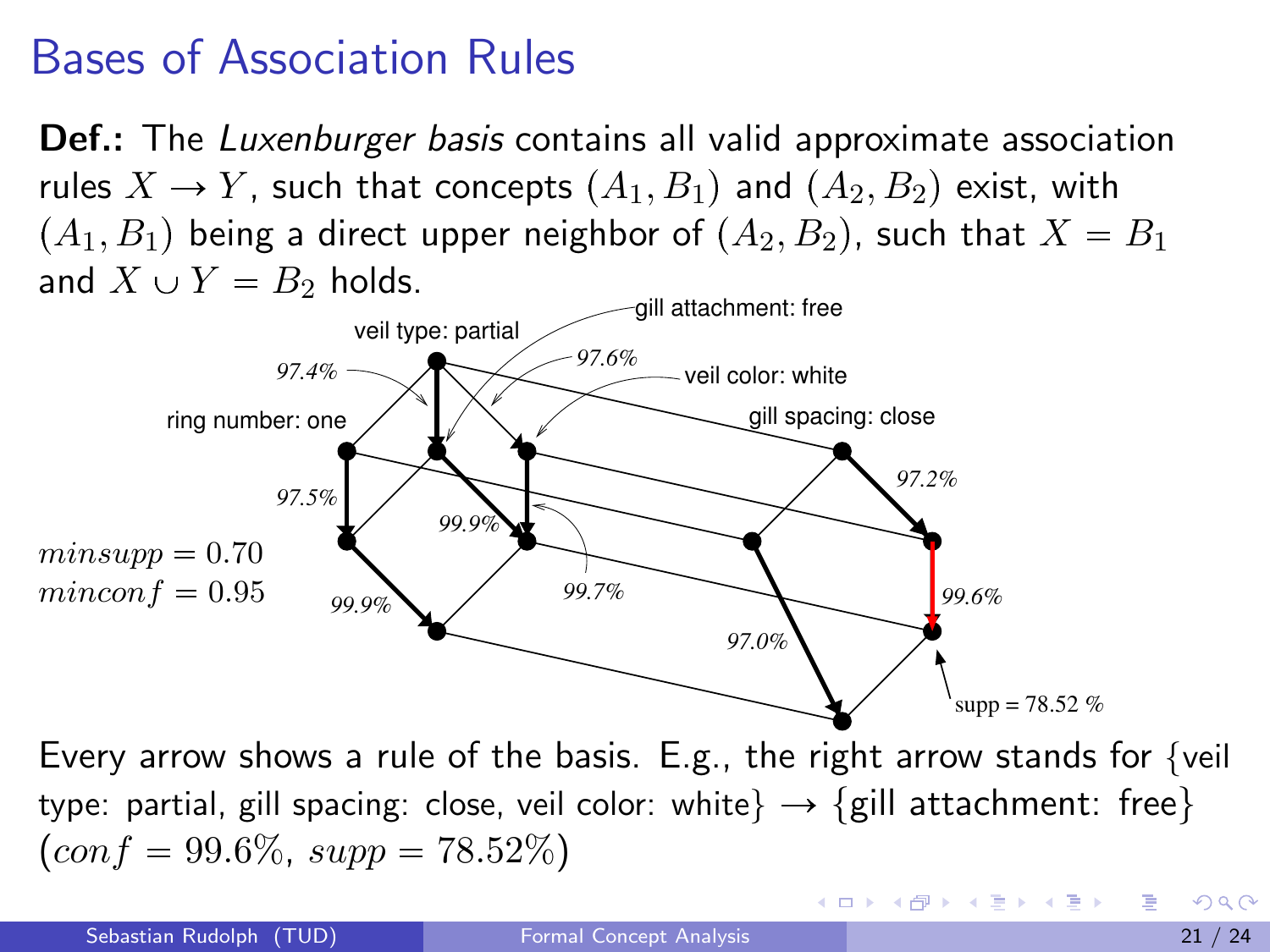# Bases of Association Rules

**Def.:** The *Luxenburger basis* contains all valid approximate association rules $X \to Y$, such that concepts $(A_1, B_1)$ and $(A_2, B_2)$ exist, with $(A_1, B_1)$ being a direct upper neighbor of $(A_2, B_2)$, such that $X = B_1$ and $X \cup Y = B_2$ holds.

$minsupp = 0.70$
$minconf = 0.95$

Every arrow shows a rule of the basis. E.g., the right arrow stands for {veil type: partial, gill spacing: close, veil color: white} $\to$ {gill attachment: free} ($conf = 99.6\%$, $supp = 78.52\%$)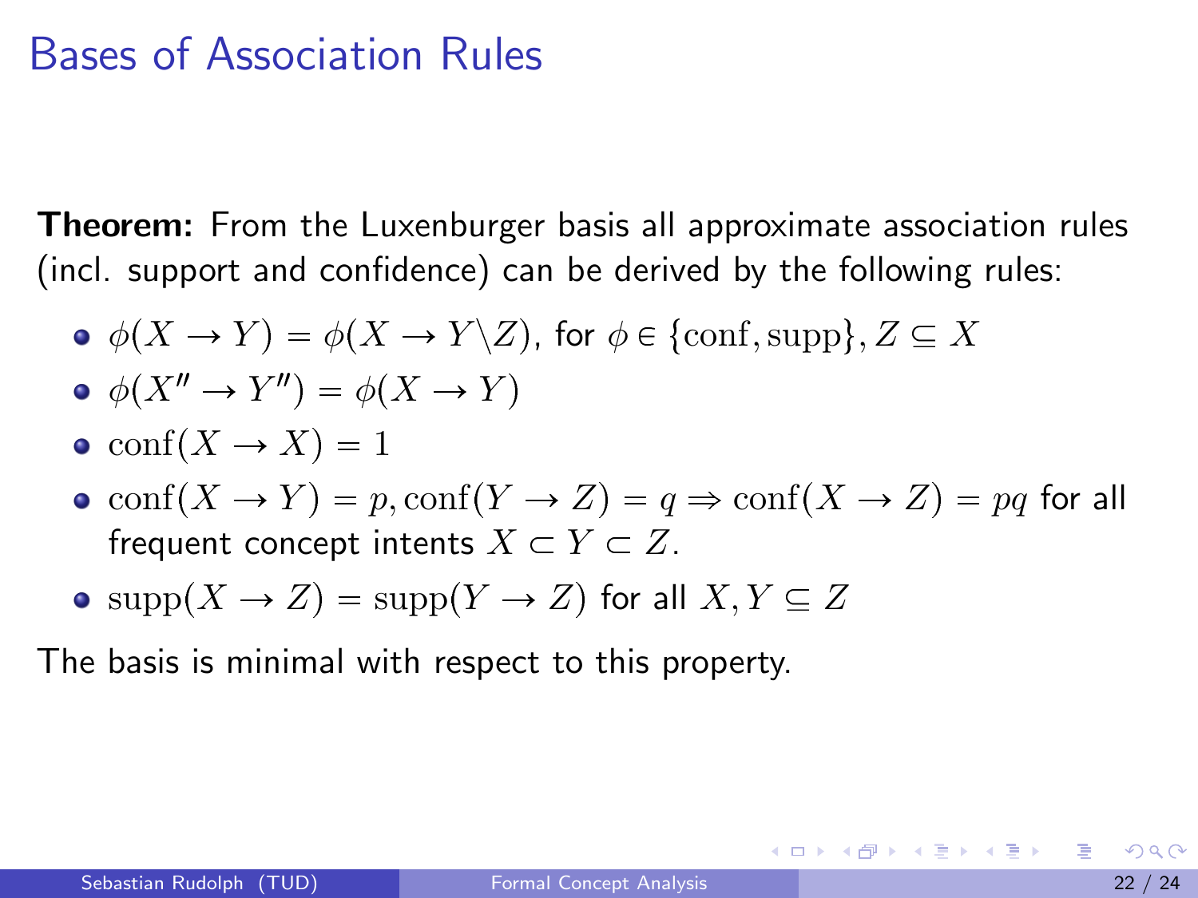# Bases of Association Rules

**Theorem:** From the Luxenburger basis all approximate association rules (incl. support and confidence) can be derived by the following rules:

- $\phi(X \to Y) = \phi(X \to Y \backslash Z)$, for $\phi \in \{\text{conf}, \text{supp}\}, Z \subseteq X$
- $\phi(X'' \to Y'') = \phi(X \to Y)$
- $\text{conf}(X \to X) = 1$
- $\text{conf}(X \to Y) = p, \text{conf}(Y \to Z) = q \Rightarrow \text{conf}(X \to Z) = pq$ for all frequent concept intents $X \subset Y \subset Z$.
- $\text{supp}(X \to Z) = \text{supp}(Y \to Z)$ for all $X, Y \subseteq Z$

The basis is minimal with respect to this property.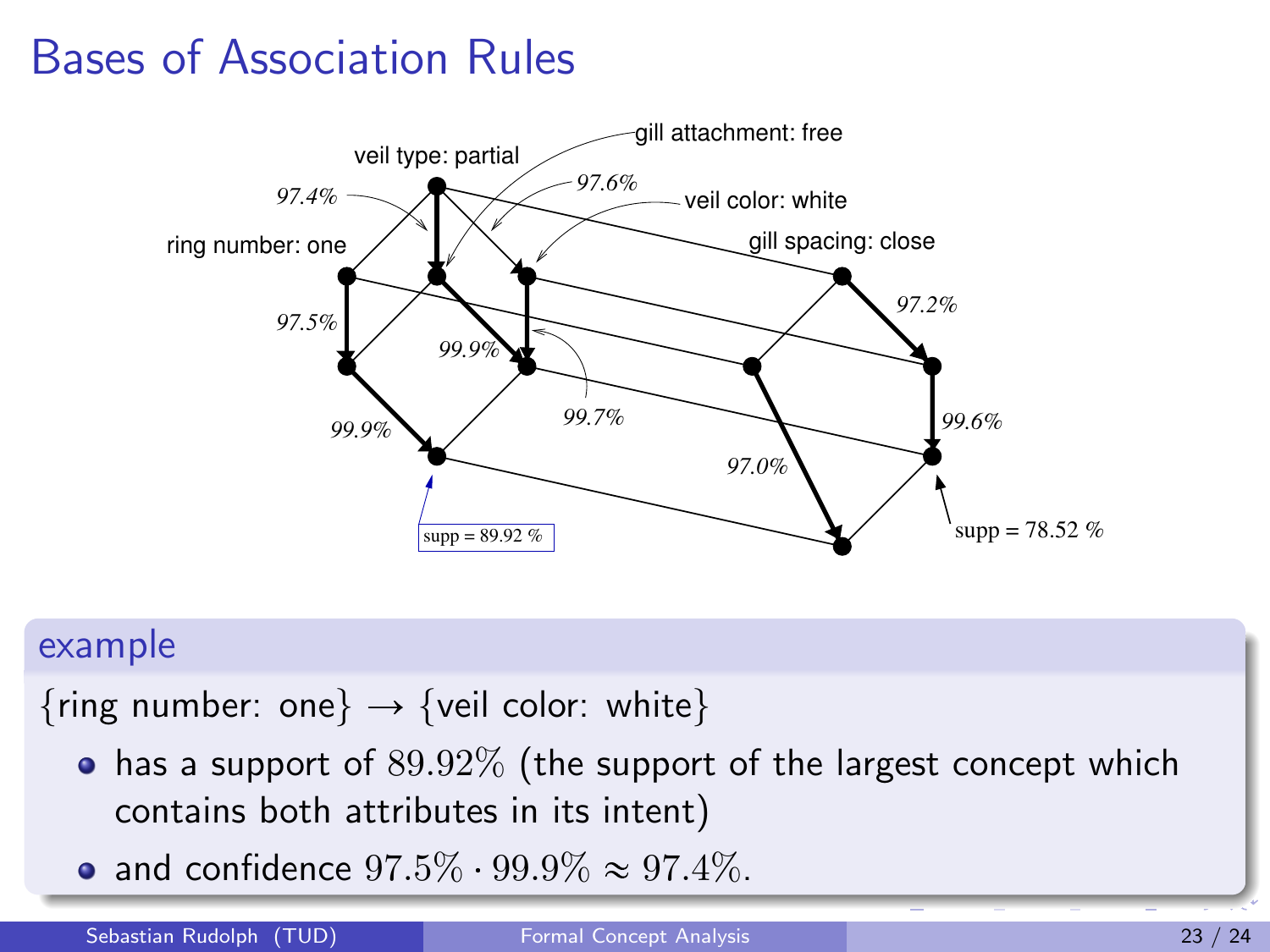# Bases of Association Rules

veil type: partial

gill attachment: free

97.4%

97.6%

veil color: white

ring number: one

gill spacing: close

97.5%

99.9%

97.2%

99.7%

99.9%

99.6%

97.0%

supp = 89.92 %

supp = 78.52 %

## example

{ring number: one} → {veil color: white}

- has a support of $89.92\%$ (the support of the largest concept which contains both attributes in its intent)
- and confidence $97.5\% \cdot 99.9\% \approx 97.4\%$.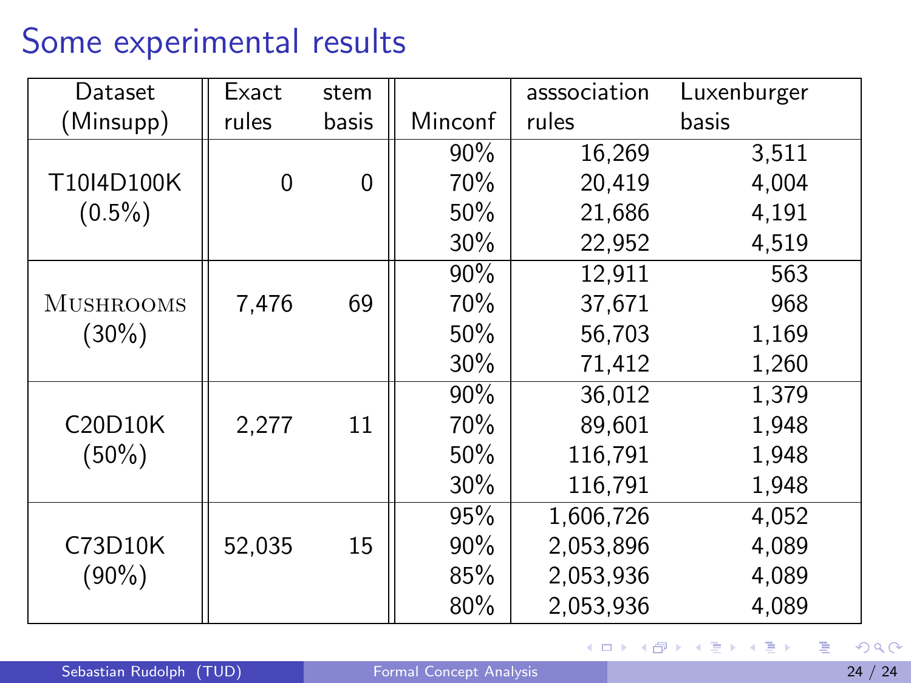# Some experimental results

| Dataset (Minsupp) | Exact rules | stem basis | Minconf | asssociation rules | Luxenburger basis |
|---|---|---|---|---|---|
| T10I4D100K (0.5%) | 0 | 0 | 90% | 16,269 | 3,511 |
| | | | 70% | 20,419 | 4,004 |
| | | | 50% | 21,686 | 4,191 |
| | | | 30% | 22,952 | 4,519 |
| MUSHROOMS (30%) | 7,476 | 69 | 90% | 12,911 | 563 |
| | | | 70% | 37,671 | 968 |
| | | | 50% | 56,703 | 1,169 |
| | | | 30% | 71,412 | 1,260 |
| C20D10K (50%) | 2,277 | 11 | 90% | 36,012 | 1,379 |
| | | | 70% | 89,601 | 1,948 |
| | | | 50% | 116,791 | 1,948 |
| | | | 30% | 116,791 | 1,948 |
| C73D10K (90%) | 52,035 | 15 | 95% | 1,606,726 | 4,052 |
| | | | 90% | 2,053,896 | 4,089 |
| | | | 85% | 2,053,936 | 4,089 |
| | | | 80% | 2,053,936 | 4,089 |